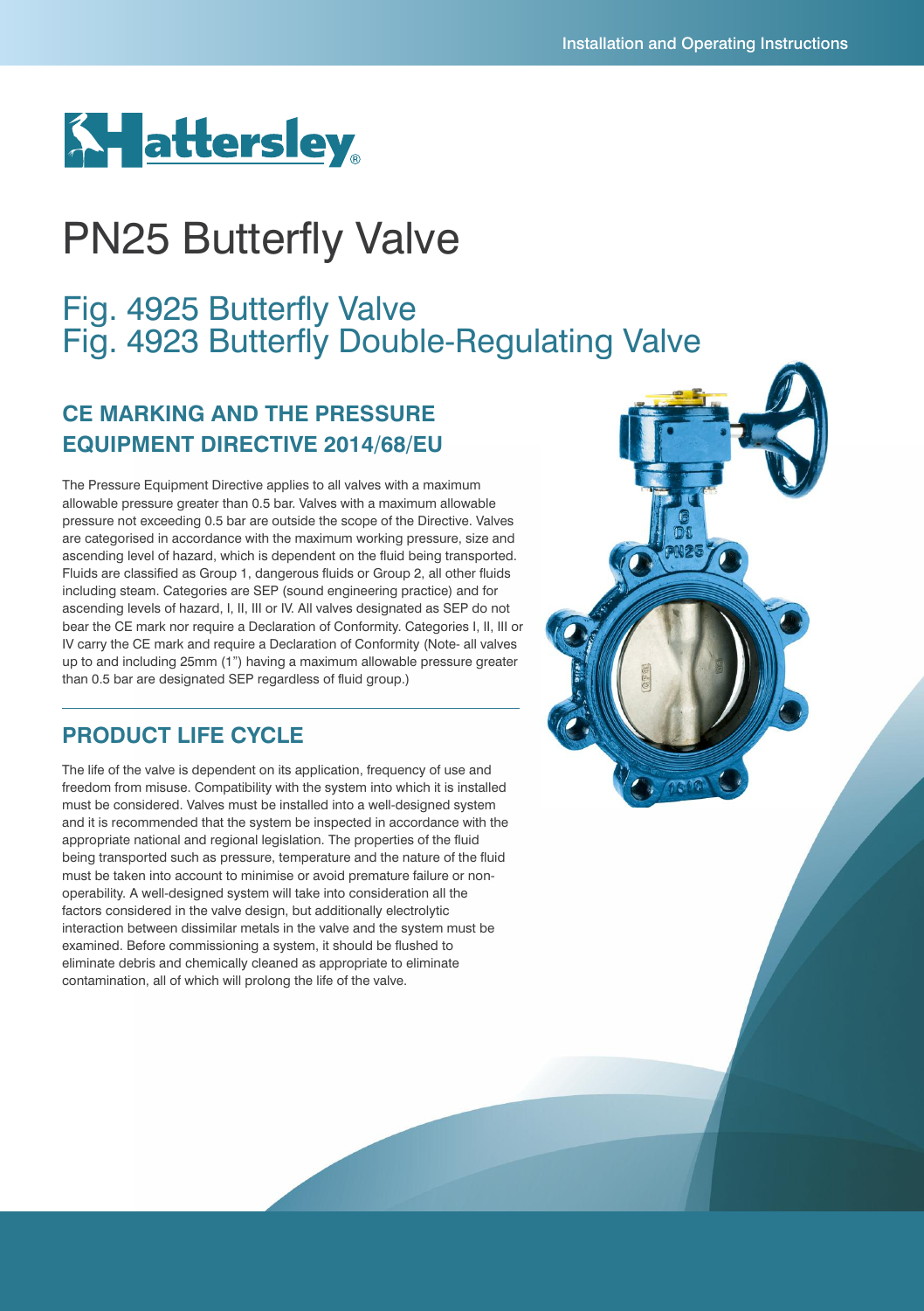Hattersley

# PN25 Butterfly Valve

## Fig. 4925 Butterfly Valve
## Fig. 4923 Butterfly Double-Regulating Valve

### CE MARKING AND THE PRESSURE EQUIPMENT DIRECTIVE 2014/68/EU

The Pressure Equipment Directive applies to all valves with a maximum allowable pressure greater than 0.5 bar. Valves with a maximum allowable pressure not exceeding 0.5 bar are outside the scope of the Directive. Valves are categorised in accordance with the maximum working pressure, size and ascending level of hazard, which is dependent on the fluid being transported. Fluids are classified as Group 1, dangerous fluids or Group 2, all other fluids including steam. Categories are SEP (sound engineering practice) and for ascending levels of hazard, I, II, III or IV. All valves designated as SEP do not bear the CE mark nor require a Declaration of Conformity. Categories I, II, III or IV carry the CE mark and require a Declaration of Conformity (Note- all valves up to and including 25mm (1") having a maximum allowable pressure greater than 0.5 bar are designated SEP regardless of fluid group.)

### PRODUCT LIFE CYCLE

The life of the valve is dependent on its application, frequency of use and freedom from misuse. Compatibility with the system into which it is installed must be considered. Valves must be installed into a well-designed system and it is recommended that the system be inspected in accordance with the appropriate national and regional legislation. The properties of the fluid being transported such as pressure, temperature and the nature of the fluid must be taken into account to minimise or avoid premature failure or non-operability. A well-designed system will take into consideration all the factors considered in the valve design, but additionally electrolytic interaction between dissimilar metals in the valve and the system must be examined. Before commissioning a system, it should be flushed to eliminate debris and chemically cleaned as appropriate to eliminate contamination, all of which will prolong the life of the valve.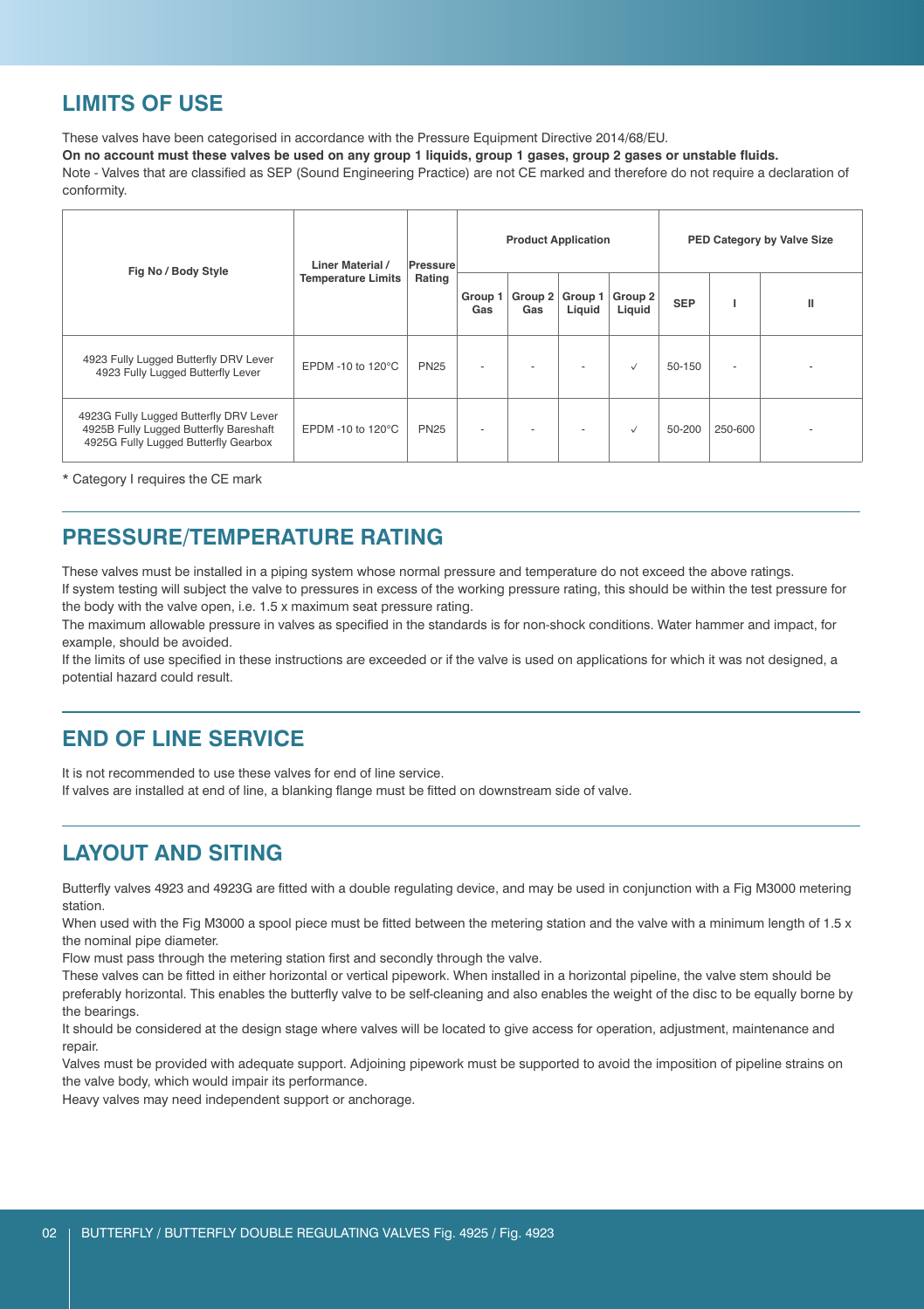## LIMITS OF USE

These valves have been categorised in accordance with the Pressure Equipment Directive 2014/68/EU.

**On no account must these valves be used on any group 1 liquids, group 1 gases, group 2 gases or unstable fluids.**

Note - Valves that are classified as SEP (Sound Engineering Practice) are not CE marked and therefore do not require a declaration of conformity.

| Fig No / Body Style | Liner Material / Temperature Limits | Pressure Rating | Product Application | | | | PED Category by Valve Size | | |
|---|---|---|---|---|---|---|---|---|---|
| | | | Group 1 Gas | Group 2 Gas | Group 1 Liquid | Group 2 Liquid | SEP | I | II |
| 4923 Fully Lugged Butterfly DRV Lever<br>4923 Fully Lugged Butterfly Lever | EPDM -10 to 120°C | PN25 | - | - | - | ✓ | 50-150 | - | - |
| 4923G Fully Lugged Butterfly DRV Lever<br>4925B Fully Lugged Butterfly Bareshaft<br>4925G Fully Lugged Butterfly Gearbox | EPDM -10 to 120°C | PN25 | - | - | - | ✓ | 50-200 | 250-600 | - |

* Category I requires the CE mark

## PRESSURE/TEMPERATURE RATING

These valves must be installed in a piping system whose normal pressure and temperature do not exceed the above ratings.

If system testing will subject the valve to pressures in excess of the working pressure rating, this should be within the test pressure for the body with the valve open, i.e. 1.5 x maximum seat pressure rating.

The maximum allowable pressure in valves as specified in the standards is for non-shock conditions. Water hammer and impact, for example, should be avoided.

If the limits of use specified in these instructions are exceeded or if the valve is used on applications for which it was not designed, a potential hazard could result.

## END OF LINE SERVICE

It is not recommended to use these valves for end of line service.

If valves are installed at end of line, a blanking flange must be fitted on downstream side of valve.

## LAYOUT AND SITING

Butterfly valves 4923 and 4923G are fitted with a double regulating device, and may be used in conjunction with a Fig M3000 metering station.

When used with the Fig M3000 a spool piece must be fitted between the metering station and the valve with a minimum length of 1.5 x the nominal pipe diameter.

Flow must pass through the metering station first and secondly through the valve.

These valves can be fitted in either horizontal or vertical pipework. When installed in a horizontal pipeline, the valve stem should be preferably horizontal. This enables the butterfly valve to be self-cleaning and also enables the weight of the disc to be equally borne by the bearings.

It should be considered at the design stage where valves will be located to give access for operation, adjustment, maintenance and repair.

Valves must be provided with adequate support. Adjoining pipework must be supported to avoid the imposition of pipeline strains on the valve body, which would impair its performance.

Heavy valves may need independent support or anchorage.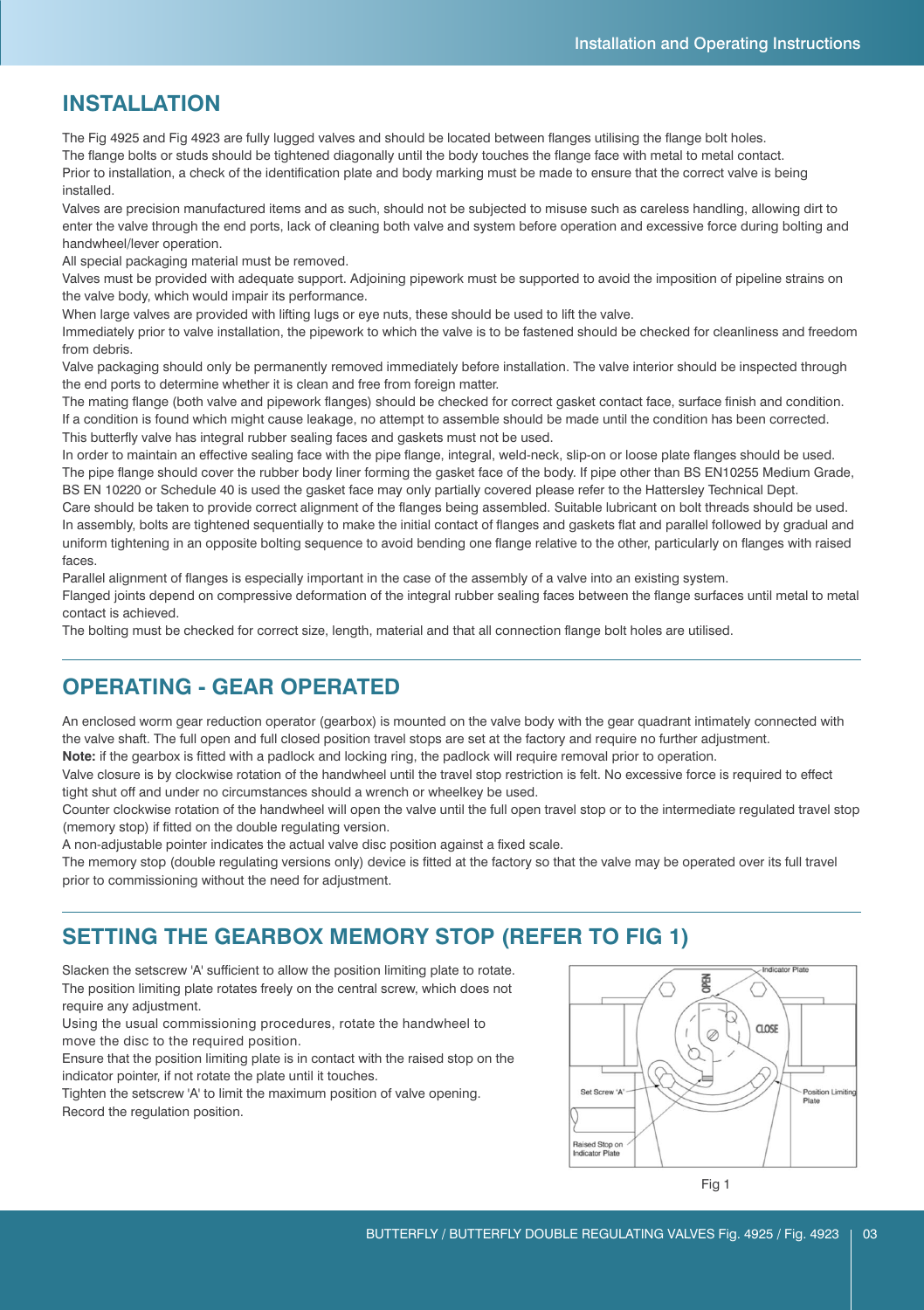## INSTALLATION

The Fig 4925 and Fig 4923 are fully lugged valves and should be located between flanges utilising the flange bolt holes.
The flange bolts or studs should be tightened diagonally until the body touches the flange face with metal to metal contact.
Prior to installation, a check of the identification plate and body marking must be made to ensure that the correct valve is being installed.
Valves are precision manufactured items and as such, should not be subjected to misuse such as careless handling, allowing dirt to enter the valve through the end ports, lack of cleaning both valve and system before operation and excessive force during bolting and handwheel/lever operation.
All special packaging material must be removed.
Valves must be provided with adequate support. Adjoining pipework must be supported to avoid the imposition of pipeline strains on the valve body, which would impair its performance.
When large valves are provided with lifting lugs or eye nuts, these should be used to lift the valve.
Immediately prior to valve installation, the pipework to which the valve is to be fastened should be checked for cleanliness and freedom from debris.
Valve packaging should only be permanently removed immediately before installation. The valve interior should be inspected through the end ports to determine whether it is clean and free from foreign matter.
The mating flange (both valve and pipework flanges) should be checked for correct gasket contact face, surface finish and condition.
If a condition is found which might cause leakage, no attempt to assemble should be made until the condition has been corrected.
This butterfly valve has integral rubber sealing faces and gaskets must not be used.
In order to maintain an effective sealing face with the pipe flange, integral, weld-neck, slip-on or loose plate flanges should be used.
The pipe flange should cover the rubber body liner forming the gasket face of the body. If pipe other than BS EN10255 Medium Grade, BS EN 10220 or Schedule 40 is used the gasket face may only partially covered please refer to the Hattersley Technical Dept.
Care should be taken to provide correct alignment of the flanges being assembled. Suitable lubricant on bolt threads should be used.
In assembly, bolts are tightened sequentially to make the initial contact of flanges and gaskets flat and parallel followed by gradual and uniform tightening in an opposite bolting sequence to avoid bending one flange relative to the other, particularly on flanges with raised faces.
Parallel alignment of flanges is especially important in the case of the assembly of a valve into an existing system.
Flanged joints depend on compressive deformation of the integral rubber sealing faces between the flange surfaces until metal to metal contact is achieved.
The bolting must be checked for correct size, length, material and that all connection flange bolt holes are utilised.

## OPERATING - GEAR OPERATED

An enclosed worm gear reduction operator (gearbox) is mounted on the valve body with the gear quadrant intimately connected with the valve shaft. The full open and full closed position travel stops are set at the factory and require no further adjustment.
**Note:** if the gearbox is fitted with a padlock and locking ring, the padlock will require removal prior to operation.
Valve closure is by clockwise rotation of the handwheel until the travel stop restriction is felt. No excessive force is required to effect tight shut off and under no circumstances should a wrench or wheelkey be used.
Counter clockwise rotation of the handwheel will open the valve until the full open travel stop or to the intermediate regulated travel stop (memory stop) if fitted on the double regulating version.
A non-adjustable pointer indicates the actual valve disc position against a fixed scale.
The memory stop (double regulating versions only) device is fitted at the factory so that the valve may be operated over its full travel prior to commissioning without the need for adjustment.

## SETTING THE GEARBOX MEMORY STOP (REFER TO FIG 1)

Slacken the setscrew 'A' sufficient to allow the position limiting plate to rotate.
The position limiting plate rotates freely on the central screw, which does not require any adjustment.
Using the usual commissioning procedures, rotate the handwheel to move the disc to the required position.
Ensure that the position limiting plate is in contact with the raised stop on the indicator pointer, if not rotate the plate until it touches.
Tighten the setscrew 'A' to limit the maximum position of valve opening.
Record the regulation position.

Fig 1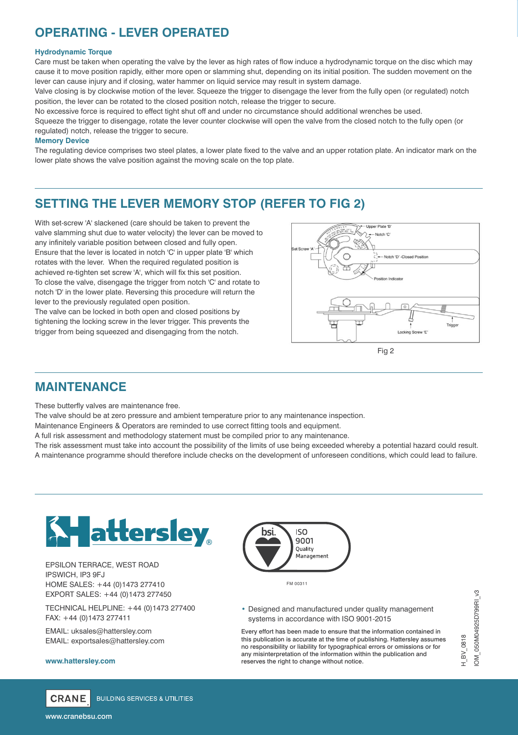## OPERATING - LEVER OPERATED

### Hydrodynamic Torque

Care must be taken when operating the valve by the lever as high rates of flow induce a hydrodynamic torque on the disc which may cause it to move position rapidly, either more open or slamming shut, depending on its initial position. The sudden movement on the lever can cause injury and if closing, water hammer on liquid service may result in system damage.

Valve closing is by clockwise motion of the lever. Squeeze the trigger to disengage the lever from the fully open (or regulated) notch position, the lever can be rotated to the closed position notch, release the trigger to secure.

No excessive force is required to effect tight shut off and under no circumstance should additional wrenches be used.

Squeeze the trigger to disengage, rotate the lever counter clockwise will open the valve from the closed notch to the fully open (or regulated) notch, release the trigger to secure.

### Memory Device

The regulating device comprises two steel plates, a lower plate fixed to the valve and an upper rotation plate. An indicator mark on the lower plate shows the valve position against the moving scale on the top plate.

## SETTING THE LEVER MEMORY STOP (REFER TO FIG 2)

With set-screw 'A' slackened (care should be taken to prevent the valve slamming shut due to water velocity) the lever can be moved to any infinitely variable position between closed and fully open. Ensure that the lever is located in notch 'C' in upper plate 'B' which rotates with the lever. When the required regulated position is achieved re-tighten set screw 'A', which will fix this set position.

To close the valve, disengage the trigger from notch 'C' and rotate to notch 'D' in the lower plate. Reversing this procedure will return the lever to the previously regulated open position.

The valve can be locked in both open and closed positions by tightening the locking screw in the lever trigger. This prevents the trigger from being squeezed and disengaging from the notch.

Upper Plate 'B'
Notch 'C'
Set Screw 'A'
Notch 'D' -Closed Position
Position Indicator
Trigger
Locking Screw 'E'

Fig 2

## MAINTENANCE

These butterfly valves are maintenance free.

The valve should be at zero pressure and ambient temperature prior to any maintenance inspection.

Maintenance Engineers & Operators are reminded to use correct fitting tools and equipment.

A full risk assessment and methodology statement must be compiled prior to any maintenance.

The risk assessment must take into account the possibility of the limits of use being exceeded whereby a potential hazard could result. A maintenance programme should therefore include checks on the development of unforeseen conditions, which could lead to failure.

Hattersley®

EPSILON TERRACE, WEST ROAD
IPSWICH, IP3 9FJ
HOME SALES: +44 (0)1473 277410
EXPORT SALES: +44 (0)1473 277450

TECHNICAL HELPLINE: +44 (0)1473 277400
FAX: +44 (0)1473 277411

EMAIL: uksales@hattersley.com
EMAIL: exportsales@hattersley.com

**www.hattersley.com**

bsi. ISO 9001 Quality Management

FM 00311

- Designed and manufactured under quality management systems in accordance with ISO 9001-2015

Every effort has been made to ensure that the information contained in this publication is accurate at the time of publishing. Hattersley assumes no responsibility or liability for typographical errors or omissions or for any misinterpretation of the information within the publication and reserves the right to change without notice.

H_BV_0818
IOM_050M04925D799RI_v3

CRANE BUILDING SERVICES & UTILITIES

www.cranebsu.com